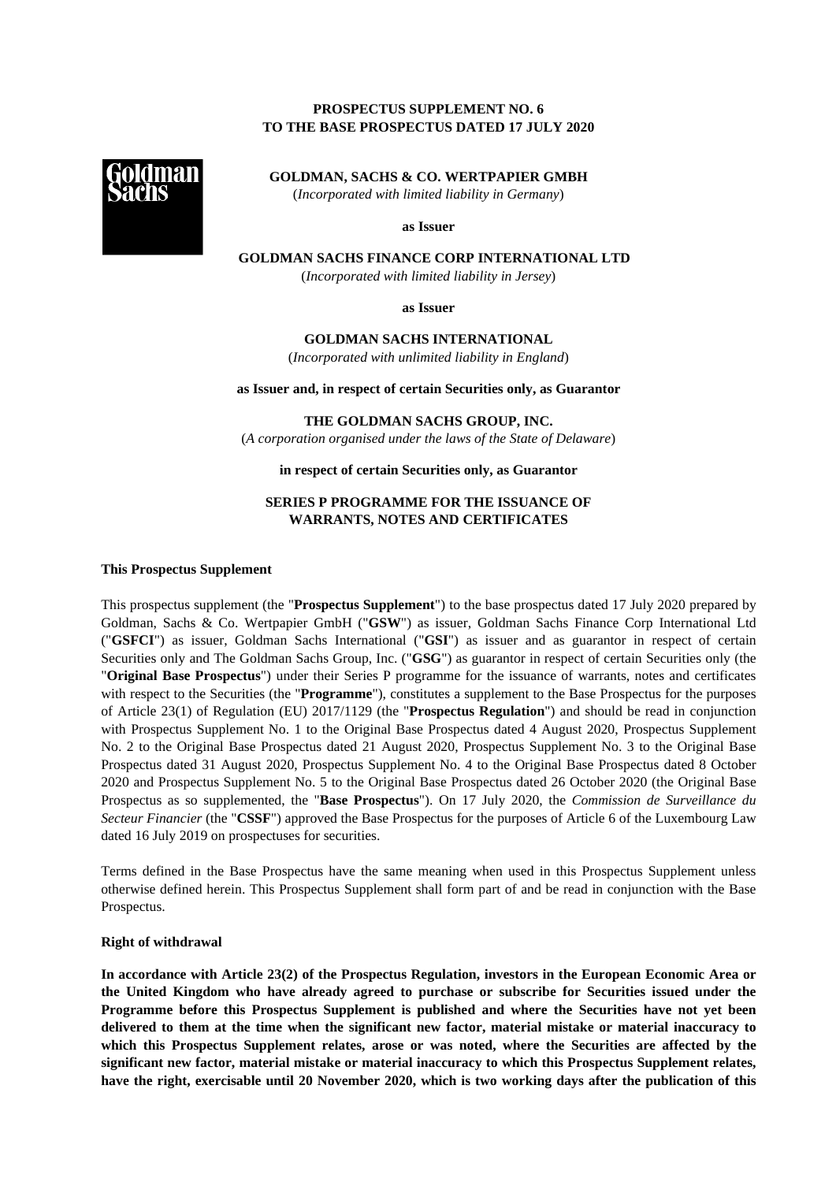**PROSPECTUS SUPPLEMENT NO. 6**
**TO THE BASE PROSPECTUS DATED 17 JULY 2020**

**GOLDMAN, SACHS & CO. WERTPAPIER GMBH**
(*Incorporated with limited liability in Germany*)

**as Issuer**

**GOLDMAN SACHS FINANCE CORP INTERNATIONAL LTD**
(*Incorporated with limited liability in Jersey*)

**as Issuer**

**GOLDMAN SACHS INTERNATIONAL**
(*Incorporated with unlimited liability in England*)

**as Issuer and, in respect of certain Securities only, as Guarantor**

**THE GOLDMAN SACHS GROUP, INC.**
(*A corporation organised under the laws of the State of Delaware*)

**in respect of certain Securities only, as Guarantor**

**SERIES P PROGRAMME FOR THE ISSUANCE OF WARRANTS, NOTES AND CERTIFICATES**

**This Prospectus Supplement**

This prospectus supplement (the "**Prospectus Supplement**") to the base prospectus dated 17 July 2020 prepared by Goldman, Sachs & Co. Wertpapier GmbH ("**GSW**") as issuer, Goldman Sachs Finance Corp International Ltd ("**GSFCI**") as issuer, Goldman Sachs International ("**GSI**") as issuer and as guarantor in respect of certain Securities only and The Goldman Sachs Group, Inc. ("**GSG**") as guarantor in respect of certain Securities only (the "**Original Base Prospectus**") under their Series P programme for the issuance of warrants, notes and certificates with respect to the Securities (the "**Programme**"), constitutes a supplement to the Base Prospectus for the purposes of Article 23(1) of Regulation (EU) 2017/1129 (the "**Prospectus Regulation**") and should be read in conjunction with Prospectus Supplement No. 1 to the Original Base Prospectus dated 4 August 2020, Prospectus Supplement No. 2 to the Original Base Prospectus dated 21 August 2020, Prospectus Supplement No. 3 to the Original Base Prospectus dated 31 August 2020, Prospectus Supplement No. 4 to the Original Base Prospectus dated 8 October 2020 and Prospectus Supplement No. 5 to the Original Base Prospectus dated 26 October 2020 (the Original Base Prospectus as so supplemented, the "**Base Prospectus**"). On 17 July 2020, the *Commission de Surveillance du Secteur Financier* (the "**CSSF**") approved the Base Prospectus for the purposes of Article 6 of the Luxembourg Law dated 16 July 2019 on prospectuses for securities.

Terms defined in the Base Prospectus have the same meaning when used in this Prospectus Supplement unless otherwise defined herein. This Prospectus Supplement shall form part of and be read in conjunction with the Base Prospectus.

**Right of withdrawal**

**In accordance with Article 23(2) of the Prospectus Regulation, investors in the European Economic Area or the United Kingdom who have already agreed to purchase or subscribe for Securities issued under the Programme before this Prospectus Supplement is published and where the Securities have not yet been delivered to them at the time when the significant new factor, material mistake or material inaccuracy to which this Prospectus Supplement relates, arose or was noted, where the Securities are affected by the significant new factor, material mistake or material inaccuracy to which this Prospectus Supplement relates, have the right, exercisable until 20 November 2020, which is two working days after the publication of this**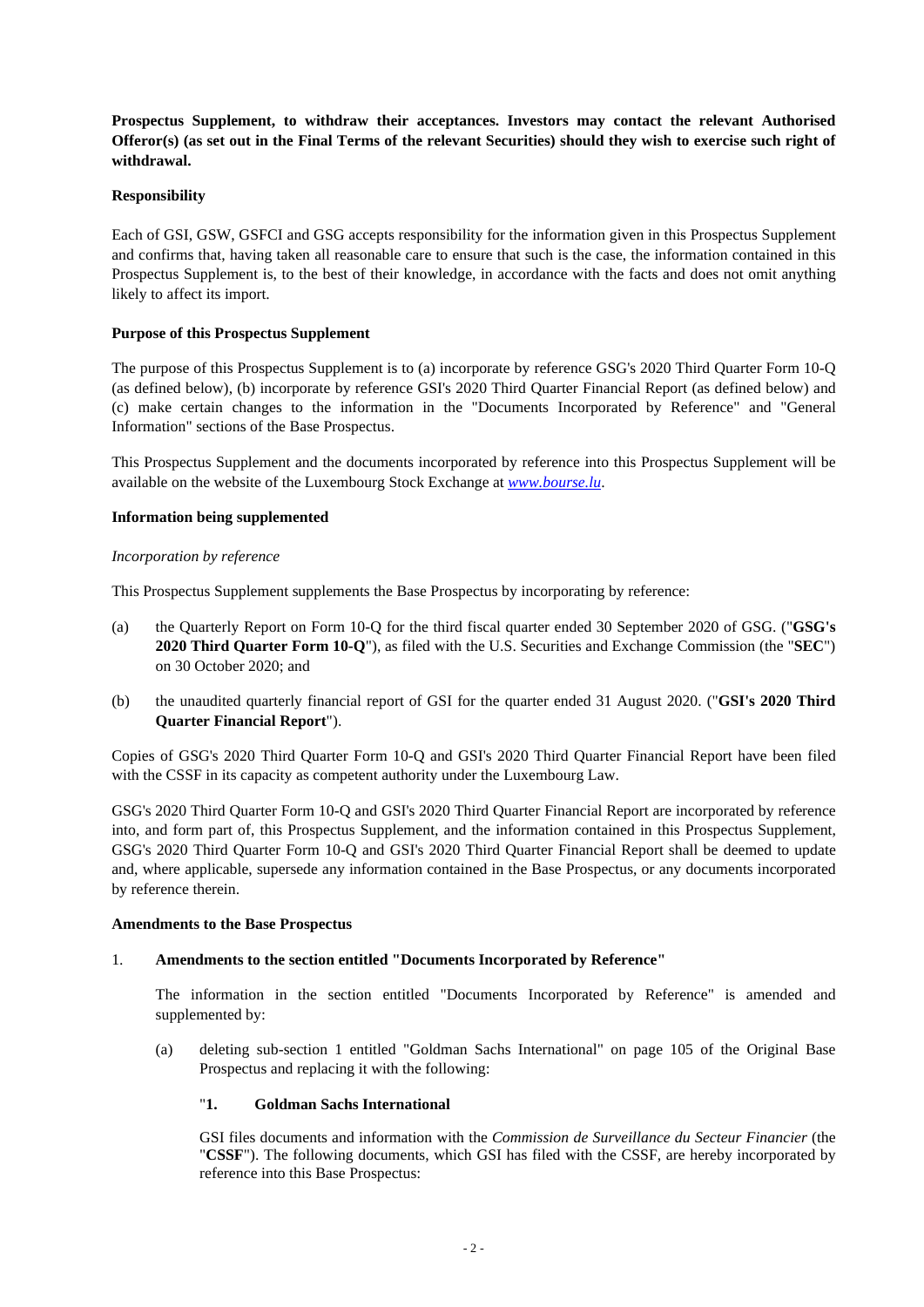**Prospectus Supplement, to withdraw their acceptances. Investors may contact the relevant Authorised Offeror(s) (as set out in the Final Terms of the relevant Securities) should they wish to exercise such right of withdrawal.**

**Responsibility**

Each of GSI, GSW, GSFCI and GSG accepts responsibility for the information given in this Prospectus Supplement and confirms that, having taken all reasonable care to ensure that such is the case, the information contained in this Prospectus Supplement is, to the best of their knowledge, in accordance with the facts and does not omit anything likely to affect its import.

**Purpose of this Prospectus Supplement**

The purpose of this Prospectus Supplement is to (a) incorporate by reference GSG's 2020 Third Quarter Form 10-Q (as defined below), (b) incorporate by reference GSI's 2020 Third Quarter Financial Report (as defined below) and (c) make certain changes to the information in the "Documents Incorporated by Reference" and "General Information" sections of the Base Prospectus.

This Prospectus Supplement and the documents incorporated by reference into this Prospectus Supplement will be available on the website of the Luxembourg Stock Exchange at *www.bourse.lu*.

**Information being supplemented**

*Incorporation by reference*

This Prospectus Supplement supplements the Base Prospectus by incorporating by reference:

(a) the Quarterly Report on Form 10-Q for the third fiscal quarter ended 30 September 2020 of GSG. ("**GSG's 2020 Third Quarter Form 10-Q**"), as filed with the U.S. Securities and Exchange Commission (the "**SEC**") on 30 October 2020; and

(b) the unaudited quarterly financial report of GSI for the quarter ended 31 August 2020. ("**GSI's 2020 Third Quarter Financial Report**").

Copies of GSG's 2020 Third Quarter Form 10-Q and GSI's 2020 Third Quarter Financial Report have been filed with the CSSF in its capacity as competent authority under the Luxembourg Law.

GSG's 2020 Third Quarter Form 10-Q and GSI's 2020 Third Quarter Financial Report are incorporated by reference into, and form part of, this Prospectus Supplement, and the information contained in this Prospectus Supplement, GSG's 2020 Third Quarter Form 10-Q and GSI's 2020 Third Quarter Financial Report shall be deemed to update and, where applicable, supersede any information contained in the Base Prospectus, or any documents incorporated by reference therein.

**Amendments to the Base Prospectus**

1. **Amendments to the section entitled "Documents Incorporated by Reference"**

   The information in the section entitled "Documents Incorporated by Reference" is amended and supplemented by:

   (a) deleting sub-section 1 entitled "Goldman Sachs International" on page 105 of the Original Base Prospectus and replacing it with the following:

   "**1. Goldman Sachs International**

   GSI files documents and information with the *Commission de Surveillance du Secteur Financier* (the "**CSSF**"). The following documents, which GSI has filed with the CSSF, are hereby incorporated by reference into this Base Prospectus: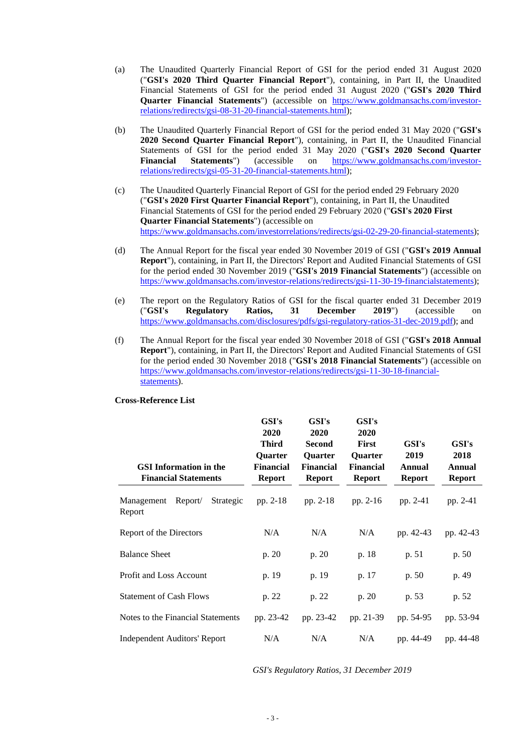(a) The Unaudited Quarterly Financial Report of GSI for the period ended 31 August 2020 ("**GSI's 2020 Third Quarter Financial Report**"), containing, in Part II, the Unaudited Financial Statements of GSI for the period ended 31 August 2020 ("**GSI's 2020 Third Quarter Financial Statements**") (accessible on https://www.goldmansachs.com/investor-relations/redirects/gsi-08-31-20-financial-statements.html);

(b) The Unaudited Quarterly Financial Report of GSI for the period ended 31 May 2020 ("**GSI's 2020 Second Quarter Financial Report**"), containing, in Part II, the Unaudited Financial Statements of GSI for the period ended 31 May 2020 ("**GSI's 2020 Second Quarter Financial Statements**") (accessible on https://www.goldmansachs.com/investor-relations/redirects/gsi-05-31-20-financial-statements.html);

(c) The Unaudited Quarterly Financial Report of GSI for the period ended 29 February 2020 ("**GSI's 2020 First Quarter Financial Report**"), containing, in Part II, the Unaudited Financial Statements of GSI for the period ended 29 February 2020 ("**GSI's 2020 First Quarter Financial Statements**") (accessible on https://www.goldmansachs.com/investorrelations/redirects/gsi-02-29-20-financial-statements);

(d) The Annual Report for the fiscal year ended 30 November 2019 of GSI ("**GSI's 2019 Annual Report**"), containing, in Part II, the Directors' Report and Audited Financial Statements of GSI for the period ended 30 November 2019 ("**GSI's 2019 Financial Statements**") (accessible on https://www.goldmansachs.com/investor-relations/redirects/gsi-11-30-19-financialstatements);

(e) The report on the Regulatory Ratios of GSI for the fiscal quarter ended 31 December 2019 ("**GSI's Regulatory Ratios, 31 December 2019**") (accessible on https://www.goldmansachs.com/disclosures/pdfs/gsi-regulatory-ratios-31-dec-2019.pdf); and

(f) The Annual Report for the fiscal year ended 30 November 2018 of GSI ("**GSI's 2018 Annual Report**"), containing, in Part II, the Directors' Report and Audited Financial Statements of GSI for the period ended 30 November 2018 ("**GSI's 2018 Financial Statements**") (accessible on https://www.goldmansachs.com/investor-relations/redirects/gsi-11-30-18-financial-statements).

**Cross-Reference List**

| GSI Information in the Financial Statements | GSI's 2020 Third Quarter Financial Report | GSI's 2020 Second Quarter Financial Report | GSI's 2020 First Quarter Financial Report | GSI's 2019 Annual Report | GSI's 2018 Annual Report |
|---|---|---|---|---|---|
| Management Report/ Strategic Report | pp. 2-18 | pp. 2-18 | pp. 2-16 | pp. 2-41 | pp. 2-41 |
| Report of the Directors | N/A | N/A | N/A | pp. 42-43 | pp. 42-43 |
| Balance Sheet | p. 20 | p. 20 | p. 18 | p. 51 | p. 50 |
| Profit and Loss Account | p. 19 | p. 19 | p. 17 | p. 50 | p. 49 |
| Statement of Cash Flows | p. 22 | p. 22 | p. 20 | p. 53 | p. 52 |
| Notes to the Financial Statements | pp. 23-42 | pp. 23-42 | pp. 21-39 | pp. 54-95 | pp. 53-94 |
| Independent Auditors' Report | N/A | N/A | N/A | pp. 44-49 | pp. 44-48 |

*GSI's Regulatory Ratios, 31 December 2019*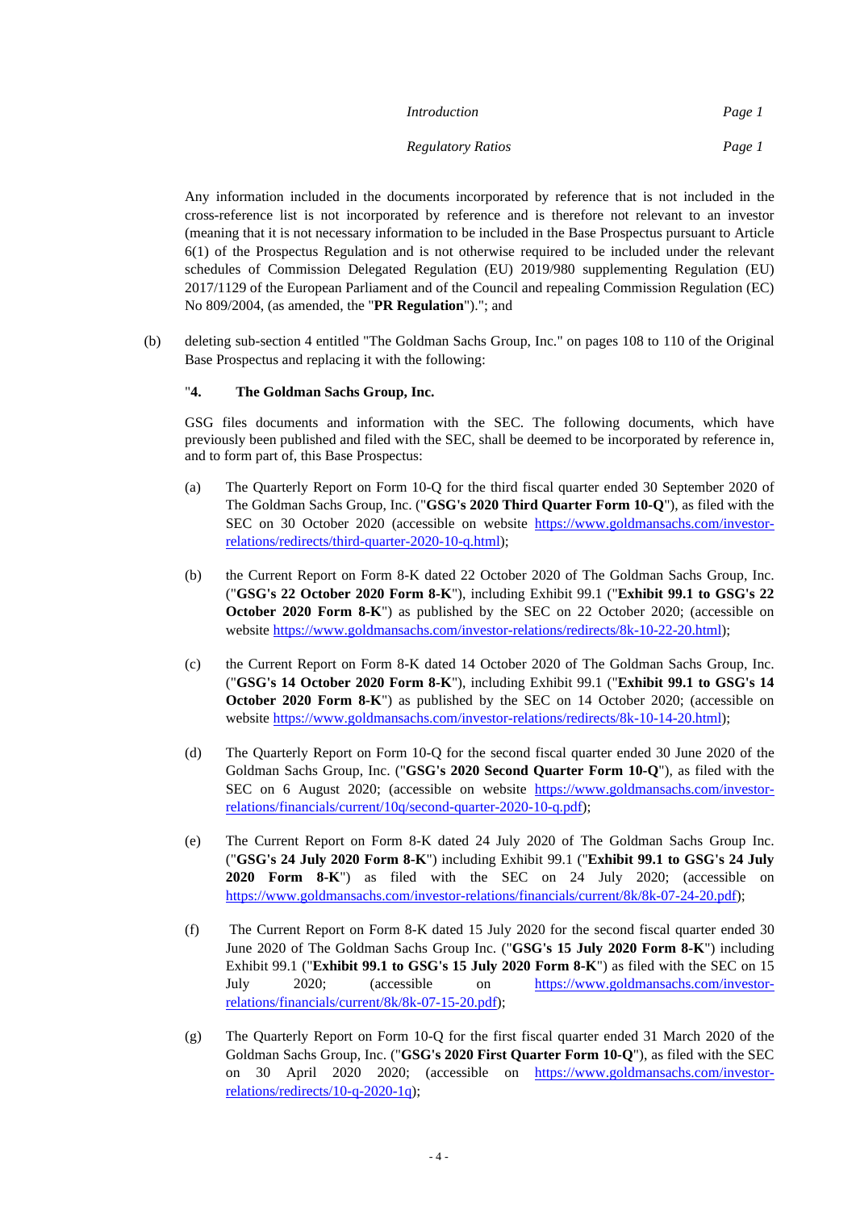| | |
|---|---|
| *Introduction* | *Page 1* |
| *Regulatory Ratios* | *Page 1* |

Any information included in the documents incorporated by reference that is not included in the cross-reference list is not incorporated by reference and is therefore not relevant to an investor (meaning that it is not necessary information to be included in the Base Prospectus pursuant to Article 6(1) of the Prospectus Regulation and is not otherwise required to be included under the relevant schedules of Commission Delegated Regulation (EU) 2019/980 supplementing Regulation (EU) 2017/1129 of the European Parliament and of the Council and repealing Commission Regulation (EC) No 809/2004, (as amended, the "**PR Regulation**")."; and

(b) deleting sub-section 4 entitled "The Goldman Sachs Group, Inc." on pages 108 to 110 of the Original Base Prospectus and replacing it with the following:

"**4. The Goldman Sachs Group, Inc.**

GSG files documents and information with the SEC. The following documents, which have previously been published and filed with the SEC, shall be deemed to be incorporated by reference in, and to form part of, this Base Prospectus:

(a) The Quarterly Report on Form 10-Q for the third fiscal quarter ended 30 September 2020 of The Goldman Sachs Group, Inc. ("**GSG's 2020 Third Quarter Form 10-Q**"), as filed with the SEC on 30 October 2020 (accessible on website https://www.goldmansachs.com/investor-relations/redirects/third-quarter-2020-10-q.html);

(b) the Current Report on Form 8-K dated 22 October 2020 of The Goldman Sachs Group, Inc. ("**GSG's 22 October 2020 Form 8-K**"), including Exhibit 99.1 ("**Exhibit 99.1 to GSG's 22 October 2020 Form 8-K**") as published by the SEC on 22 October 2020; (accessible on website https://www.goldmansachs.com/investor-relations/redirects/8k-10-22-20.html);

(c) the Current Report on Form 8-K dated 14 October 2020 of The Goldman Sachs Group, Inc. ("**GSG's 14 October 2020 Form 8-K**"), including Exhibit 99.1 ("**Exhibit 99.1 to GSG's 14 October 2020 Form 8-K**") as published by the SEC on 14 October 2020; (accessible on website https://www.goldmansachs.com/investor-relations/redirects/8k-10-14-20.html);

(d) The Quarterly Report on Form 10-Q for the second fiscal quarter ended 30 June 2020 of the Goldman Sachs Group, Inc. ("**GSG's 2020 Second Quarter Form 10-Q**"), as filed with the SEC on 6 August 2020; (accessible on website https://www.goldmansachs.com/investor-relations/financials/current/10q/second-quarter-2020-10-q.pdf);

(e) The Current Report on Form 8-K dated 24 July 2020 of The Goldman Sachs Group Inc. ("**GSG's 24 July 2020 Form 8-K**") including Exhibit 99.1 ("**Exhibit 99.1 to GSG's 24 July 2020 Form 8-K**") as filed with the SEC on 24 July 2020; (accessible on https://www.goldmansachs.com/investor-relations/financials/current/8k/8k-07-24-20.pdf);

(f) The Current Report on Form 8-K dated 15 July 2020 for the second fiscal quarter ended 30 June 2020 of The Goldman Sachs Group Inc. ("**GSG's 15 July 2020 Form 8-K**") including Exhibit 99.1 ("**Exhibit 99.1 to GSG's 15 July 2020 Form 8-K**") as filed with the SEC on 15 July 2020; (accessible on https://www.goldmansachs.com/investor-relations/financials/current/8k/8k-07-15-20.pdf);

(g) The Quarterly Report on Form 10-Q for the first fiscal quarter ended 31 March 2020 of the Goldman Sachs Group, Inc. ("**GSG's 2020 First Quarter Form 10-Q**"), as filed with the SEC on 30 April 2020 2020; (accessible on https://www.goldmansachs.com/investor-relations/redirects/10-q-2020-1q);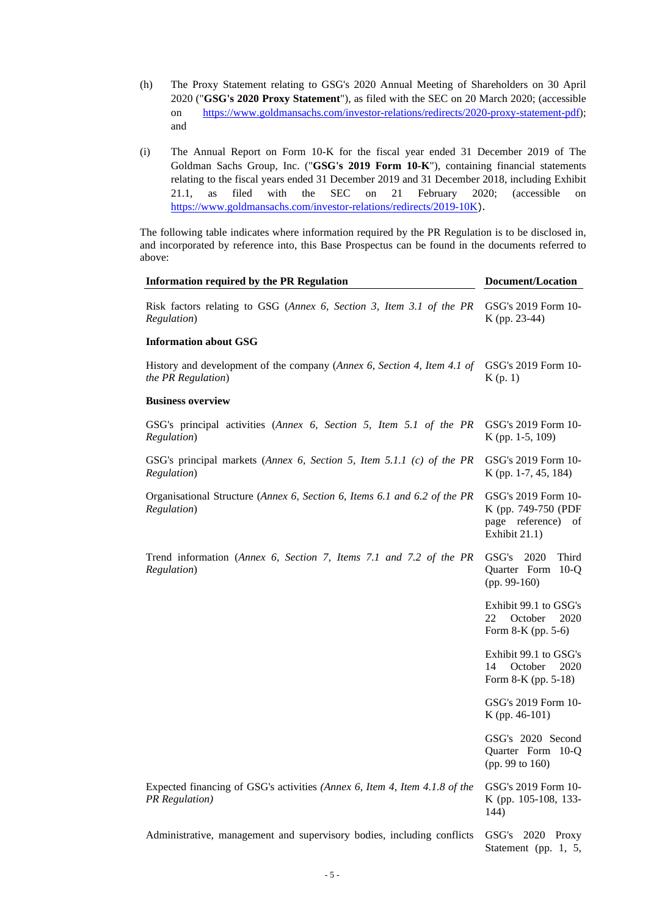(h) The Proxy Statement relating to GSG's 2020 Annual Meeting of Shareholders on 30 April 2020 ("**GSG's 2020 Proxy Statement**"), as filed with the SEC on 20 March 2020; (accessible on https://www.goldmansachs.com/investor-relations/redirects/2020-proxy-statement-pdf); and

(i) The Annual Report on Form 10-K for the fiscal year ended 31 December 2019 of The Goldman Sachs Group, Inc. ("**GSG's 2019 Form 10-K**"), containing financial statements relating to the fiscal years ended 31 December 2019 and 31 December 2018, including Exhibit 21.1, as filed with the SEC on 21 February 2020; (accessible on https://www.goldmansachs.com/investor-relations/redirects/2019-10K).

The following table indicates where information required by the PR Regulation is to be disclosed in, and incorporated by reference into, this Base Prospectus can be found in the documents referred to above:

| **Information required by the PR Regulation** | **Document/Location** |
|---|---|
| Risk factors relating to GSG (*Annex 6, Section 3, Item 3.1 of the PR Regulation*) | GSG's 2019 Form 10-K (pp. 23-44) |
| **Information about GSG** | |
| History and development of the company (*Annex 6, Section 4, Item 4.1 of the PR Regulation*) | GSG's 2019 Form 10-K (p. 1) |
| **Business overview** | |
| GSG's principal activities (*Annex 6, Section 5, Item 5.1 of the PR Regulation*) | GSG's 2019 Form 10-K (pp. 1-5, 109) |
| GSG's principal markets (*Annex 6, Section 5, Item 5.1.1 (c) of the PR Regulation*) | GSG's 2019 Form 10-K (pp. 1-7, 45, 184) |
| Organisational Structure (*Annex 6, Section 6, Items 6.1 and 6.2 of the PR Regulation*) | GSG's 2019 Form 10-K (pp. 749-750 (PDF page reference) of Exhibit 21.1) |
| Trend information (*Annex 6, Section 7, Items 7.1 and 7.2 of the PR Regulation*) | GSG's 2020 Third Quarter Form 10-Q (pp. 99-160) |
| | Exhibit 99.1 to GSG's 22 October 2020 Form 8-K (pp. 5-6) |
| | Exhibit 99.1 to GSG's 14 October 2020 Form 8-K (pp. 5-18) |
| | GSG's 2019 Form 10-K (pp. 46-101) |
| | GSG's 2020 Second Quarter Form 10-Q (pp. 99 to 160) |
| Expected financing of GSG's activities *(Annex 6, Item 4, Item 4.1.8 of the PR Regulation)* | GSG's 2019 Form 10-K (pp. 105-108, 133-144) |
| Administrative, management and supervisory bodies, including conflicts | GSG's 2020 Proxy Statement (pp. 1, 5, |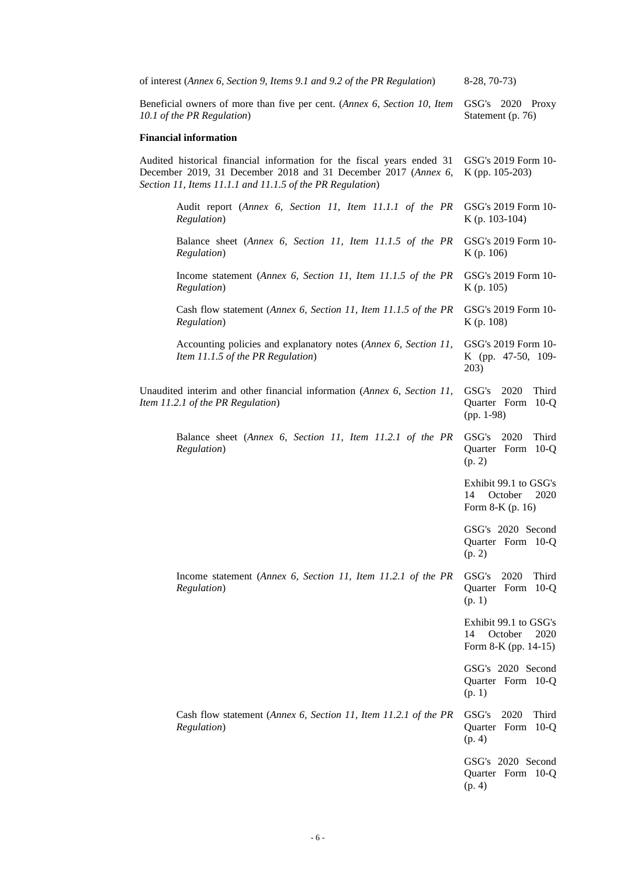| | |
|---|---|
| of interest (*Annex 6, Section 9, Items 9.1 and 9.2 of the PR Regulation*) | 8-28, 70-73) |
| Beneficial owners of more than five per cent. (*Annex 6, Section 10, Item 10.1 of the PR Regulation*) | GSG's 2020 Proxy Statement (p. 76) |
| **Financial information** | |
| Audited historical financial information for the fiscal years ended 31 December 2019, 31 December 2018 and 31 December 2017 (*Annex 6, Section 11, Items 11.1.1 and 11.1.5 of the PR Regulation*) | GSG's 2019 Form 10-K (pp. 105-203) |
| Audit report (*Annex 6, Section 11, Item 11.1.1 of the PR Regulation*) | GSG's 2019 Form 10-K (p. 103-104) |
| Balance sheet (*Annex 6, Section 11, Item 11.1.5 of the PR Regulation*) | GSG's 2019 Form 10-K (p. 106) |
| Income statement (*Annex 6, Section 11, Item 11.1.5 of the PR Regulation*) | GSG's 2019 Form 10-K (p. 105) |
| Cash flow statement (*Annex 6, Section 11, Item 11.1.5 of the PR Regulation*) | GSG's 2019 Form 10-K (p. 108) |
| Accounting policies and explanatory notes (*Annex 6, Section 11, Item 11.1.5 of the PR Regulation*) | GSG's 2019 Form 10-K (pp. 47-50, 109-203) |
| Unaudited interim and other financial information (*Annex 6, Section 11, Item 11.2.1 of the PR Regulation*) | GSG's 2020 Third Quarter Form 10-Q (pp. 1-98) |
| Balance sheet (*Annex 6, Section 11, Item 11.2.1 of the PR Regulation*) | GSG's 2020 Third Quarter Form 10-Q (p. 2) |
| | Exhibit 99.1 to GSG's 14 October 2020 Form 8-K (p. 16) |
| | GSG's 2020 Second Quarter Form 10-Q (p. 2) |
| Income statement (*Annex 6, Section 11, Item 11.2.1 of the PR Regulation*) | GSG's 2020 Third Quarter Form 10-Q (p. 1) |
| | Exhibit 99.1 to GSG's 14 October 2020 Form 8-K (pp. 14-15) |
| | GSG's 2020 Second Quarter Form 10-Q (p. 1) |
| Cash flow statement (*Annex 6, Section 11, Item 11.2.1 of the PR Regulation*) | GSG's 2020 Third Quarter Form 10-Q (p. 4) |
| | GSG's 2020 Second Quarter Form 10-Q (p. 4) |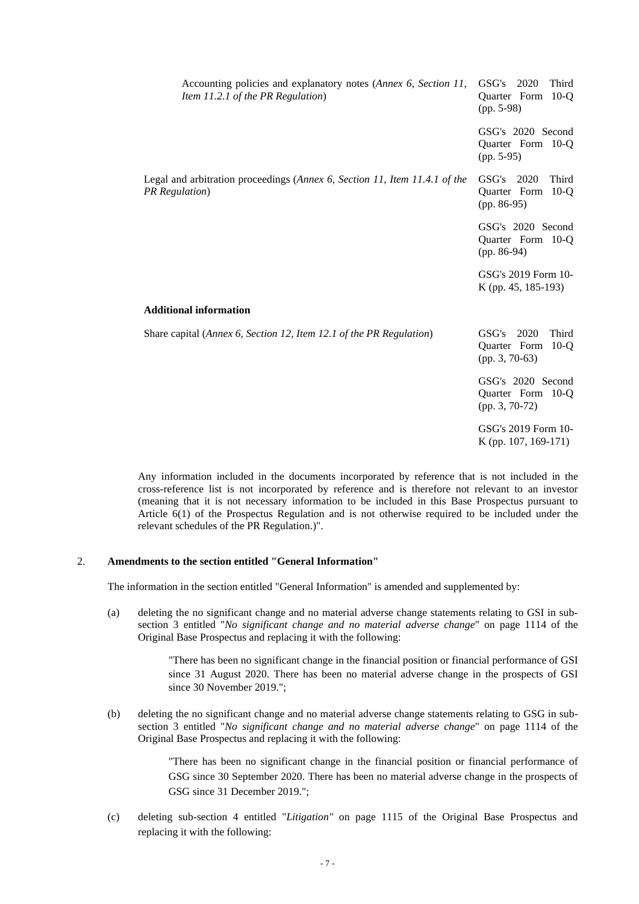| | |
|---|---|
| Accounting policies and explanatory notes (*Annex 6, Section 11, Item 11.2.1 of the PR Regulation*) | GSG's 2020 Third Quarter Form 10-Q (pp. 5-98) |
| | GSG's 2020 Second Quarter Form 10-Q (pp. 5-95) |
| Legal and arbitration proceedings (*Annex 6, Section 11, Item 11.4.1 of the PR Regulation*) | GSG's 2020 Third Quarter Form 10-Q (pp. 86-95) |
| | GSG's 2020 Second Quarter Form 10-Q (pp. 86-94) |
| | GSG's 2019 Form 10-K (pp. 45, 185-193) |
| **Additional information** | |
| Share capital (*Annex 6, Section 12, Item 12.1 of the PR Regulation*) | GSG's 2020 Third Quarter Form 10-Q (pp. 3, 70-63) |
| | GSG's 2020 Second Quarter Form 10-Q (pp. 3, 70-72) |
| | GSG's 2019 Form 10-K (pp. 107, 169-171) |

Any information included in the documents incorporated by reference that is not included in the cross-reference list is not incorporated by reference and is therefore not relevant to an investor (meaning that it is not necessary information to be included in this Base Prospectus pursuant to Article 6(1) of the Prospectus Regulation and is not otherwise required to be included under the relevant schedules of the PR Regulation.)".

2. **Amendments to the section entitled "General Information"**

The information in the section entitled "General Information" is amended and supplemented by:

(a) deleting the no significant change and no material adverse change statements relating to GSI in sub-section 3 entitled "*No significant change and no material adverse change*" on page 1114 of the Original Base Prospectus and replacing it with the following:

> "There has been no significant change in the financial position or financial performance of GSI since 31 August 2020. There has been no material adverse change in the prospects of GSI since 30 November 2019.";

(b) deleting the no significant change and no material adverse change statements relating to GSG in sub-section 3 entitled "*No significant change and no material adverse change*" on page 1114 of the Original Base Prospectus and replacing it with the following:

> "There has been no significant change in the financial position or financial performance of GSG since 30 September 2020. There has been no material adverse change in the prospects of GSG since 31 December 2019.";

(c) deleting sub-section 4 entitled "*Litigation*" on page 1115 of the Original Base Prospectus and replacing it with the following: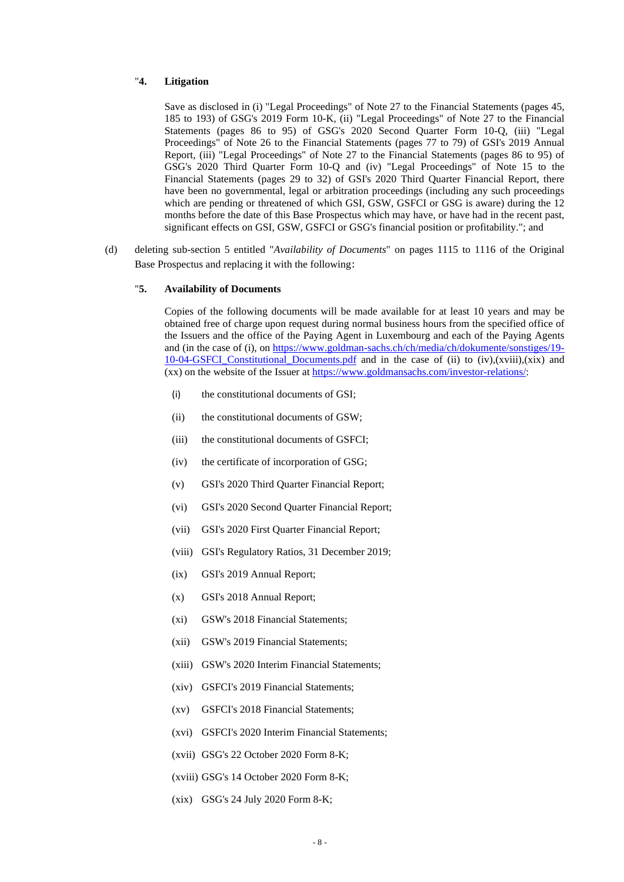"**4. Litigation**

Save as disclosed in (i) "Legal Proceedings" of Note 27 to the Financial Statements (pages 45, 185 to 193) of GSG's 2019 Form 10-K, (ii) "Legal Proceedings" of Note 27 to the Financial Statements (pages 86 to 95) of GSG's 2020 Second Quarter Form 10-Q, (iii) "Legal Proceedings" of Note 26 to the Financial Statements (pages 77 to 79) of GSI's 2019 Annual Report, (iii) "Legal Proceedings" of Note 27 to the Financial Statements (pages 86 to 95) of GSG's 2020 Third Quarter Form 10-Q and (iv) "Legal Proceedings" of Note 15 to the Financial Statements (pages 29 to 32) of GSI's 2020 Third Quarter Financial Report, there have been no governmental, legal or arbitration proceedings (including any such proceedings which are pending or threatened of which GSI, GSW, GSFCI or GSG is aware) during the 12 months before the date of this Base Prospectus which may have, or have had in the recent past, significant effects on GSI, GSW, GSFCI or GSG's financial position or profitability."; and

(d) deleting sub-section 5 entitled "*Availability of Documents*" on pages 1115 to 1116 of the Original Base Prospectus and replacing it with the following:

"**5. Availability of Documents**

Copies of the following documents will be made available for at least 10 years and may be obtained free of charge upon request during normal business hours from the specified office of the Issuers and the office of the Paying Agent in Luxembourg and each of the Paying Agents and (in the case of (i), on https://www.goldman-sachs.ch/ch/media/ch/dokumente/sonstiges/19-10-04-GSFCI_Constitutional_Documents.pdf and in the case of (ii) to (iv),(xviii),(xix) and (xx) on the website of the Issuer at https://www.goldmansachs.com/investor-relations/:

(i) the constitutional documents of GSI;

(ii) the constitutional documents of GSW;

(iii) the constitutional documents of GSFCI;

(iv) the certificate of incorporation of GSG;

(v) GSI's 2020 Third Quarter Financial Report;

(vi) GSI's 2020 Second Quarter Financial Report;

(vii) GSI's 2020 First Quarter Financial Report;

(viii) GSI's Regulatory Ratios, 31 December 2019;

(ix) GSI's 2019 Annual Report;

(x) GSI's 2018 Annual Report;

(xi) GSW's 2018 Financial Statements;

(xii) GSW's 2019 Financial Statements;

(xiii) GSW's 2020 Interim Financial Statements;

(xiv) GSFCI's 2019 Financial Statements;

(xv) GSFCI's 2018 Financial Statements;

(xvi) GSFCI's 2020 Interim Financial Statements;

(xvii) GSG's 22 October 2020 Form 8-K;

(xviii) GSG's 14 October 2020 Form 8-K;

(xix) GSG's 24 July 2020 Form 8-K;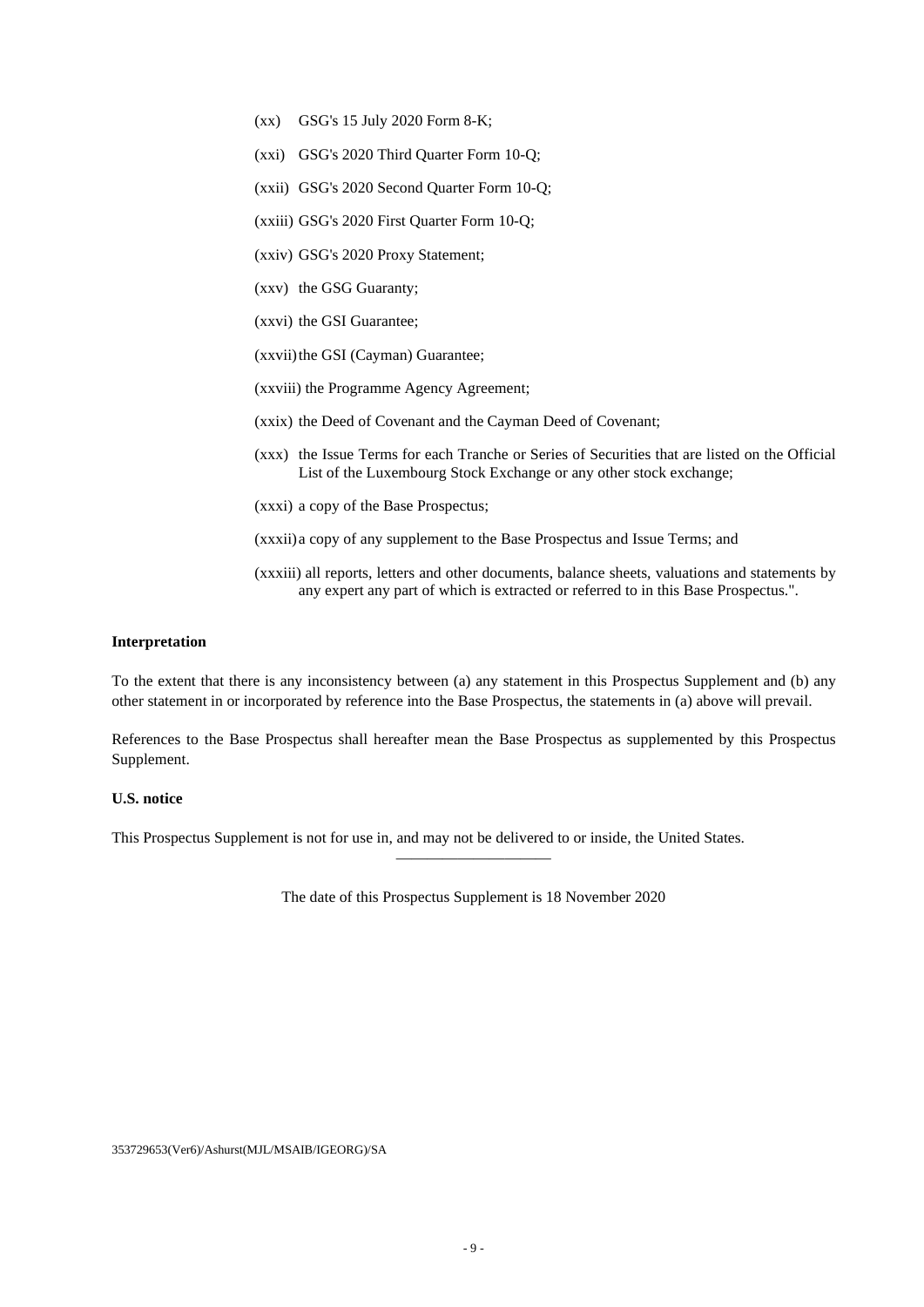(xx) GSG's 15 July 2020 Form 8-K;

(xxi) GSG's 2020 Third Quarter Form 10-Q;

(xxii) GSG's 2020 Second Quarter Form 10-Q;

(xxiii) GSG's 2020 First Quarter Form 10-Q;

(xxiv) GSG's 2020 Proxy Statement;

(xxv) the GSG Guaranty;

(xxvi) the GSI Guarantee;

(xxvii) the GSI (Cayman) Guarantee;

(xxviii) the Programme Agency Agreement;

(xxix) the Deed of Covenant and the Cayman Deed of Covenant;

(xxx) the Issue Terms for each Tranche or Series of Securities that are listed on the Official List of the Luxembourg Stock Exchange or any other stock exchange;

(xxxi) a copy of the Base Prospectus;

(xxxii) a copy of any supplement to the Base Prospectus and Issue Terms; and

(xxxiii) all reports, letters and other documents, balance sheets, valuations and statements by any expert any part of which is extracted or referred to in this Base Prospectus.".

**Interpretation**

To the extent that there is any inconsistency between (a) any statement in this Prospectus Supplement and (b) any other statement in or incorporated by reference into the Base Prospectus, the statements in (a) above will prevail.

References to the Base Prospectus shall hereafter mean the Base Prospectus as supplemented by this Prospectus Supplement.

**U.S. notice**

This Prospectus Supplement is not for use in, and may not be delivered to or inside, the United States.

---

The date of this Prospectus Supplement is 18 November 2020

353729653(Ver6)/Ashurst(MJL/MSAIB/IGEORG)/SA